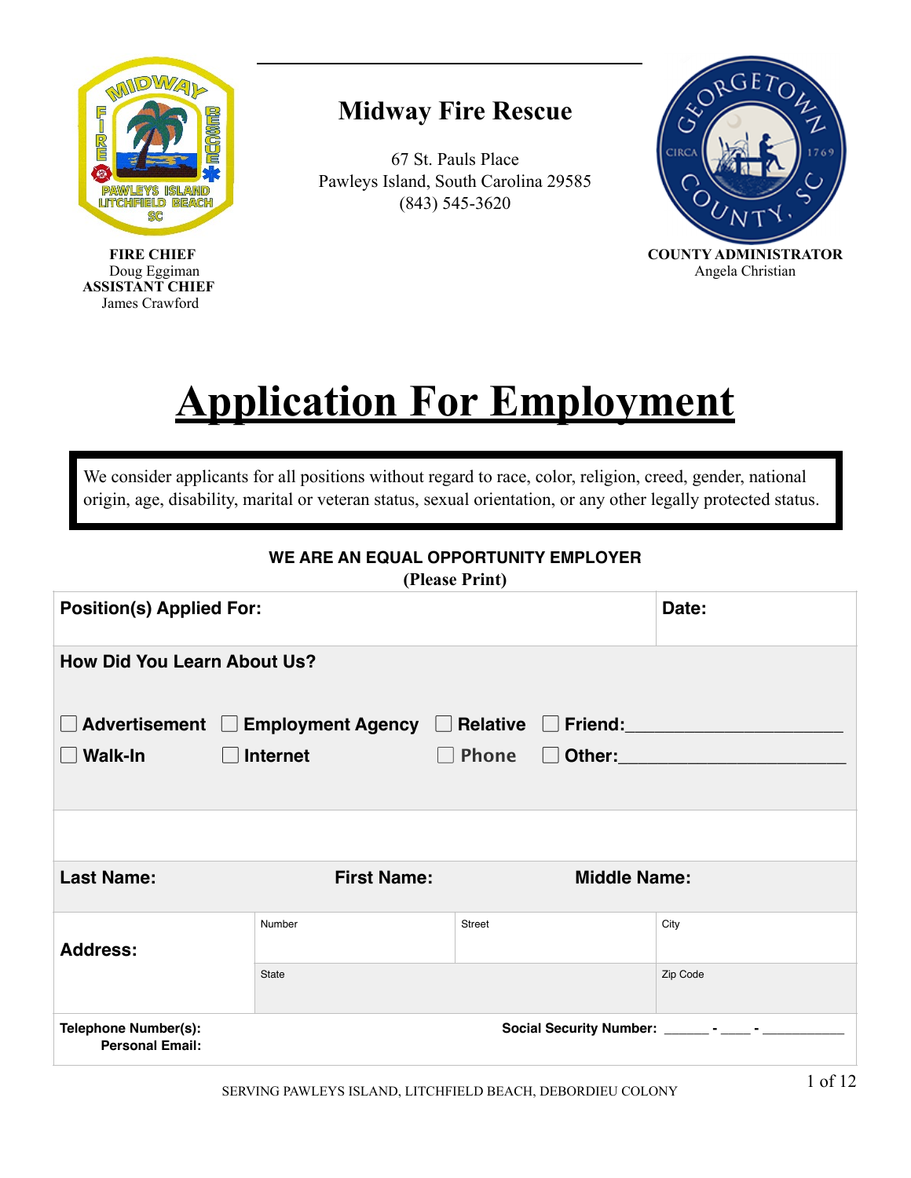**FIRE CHIEF**
Doug Eggiman
**ASSISTANT CHIEF**
James Crawford

# Midway Fire Rescue

67 St. Pauls Place
Pawleys Island, South Carolina 29585
(843) 545-3620

**COUNTY ADMINISTRATOR**
Angela Christian

# Application For Employment

We consider applicants for all positions without regard to race, color, religion, creed, gender, national origin, age, disability, marital or veteran status, sexual orientation, or any other legally protected status.

**WE ARE AN EQUAL OPPORTUNITY EMPLOYER**

**(Please Print)**

| **Position(s) Applied For:** | | | **Date:** |
|---|---|---|---|
| **How Did You Learn About Us?** | | | |
| ☐ **Advertisement** ☐ **Walk-In** | ☐ **Employment Agency** ☐ **Internet** | ☐ **Relative** ☐ **Phone** | ☐ **Friend:**\_\_\_\_\_\_\_\_\_\_\_\_\_\_\_\_\_\_\_\_ ☐ **Other:**\_\_\_\_\_\_\_\_\_\_\_\_\_\_\_\_\_\_\_\_ |
| | | | |
| **Last Name:** | **First Name:** | | **Middle Name:** |
| **Address:** | Number | Street | City |
| | State | | Zip Code |
| **Telephone Number(s):** **Personal Email:** | | **Social Security Number:** \_\_\_\_\_\_ - \_\_\_\_ - \_\_\_\_\_\_\_\_\_\_\_ | |

SERVING PAWLEYS ISLAND, LITCHFIELD BEACH, DEBORDIEU COLONY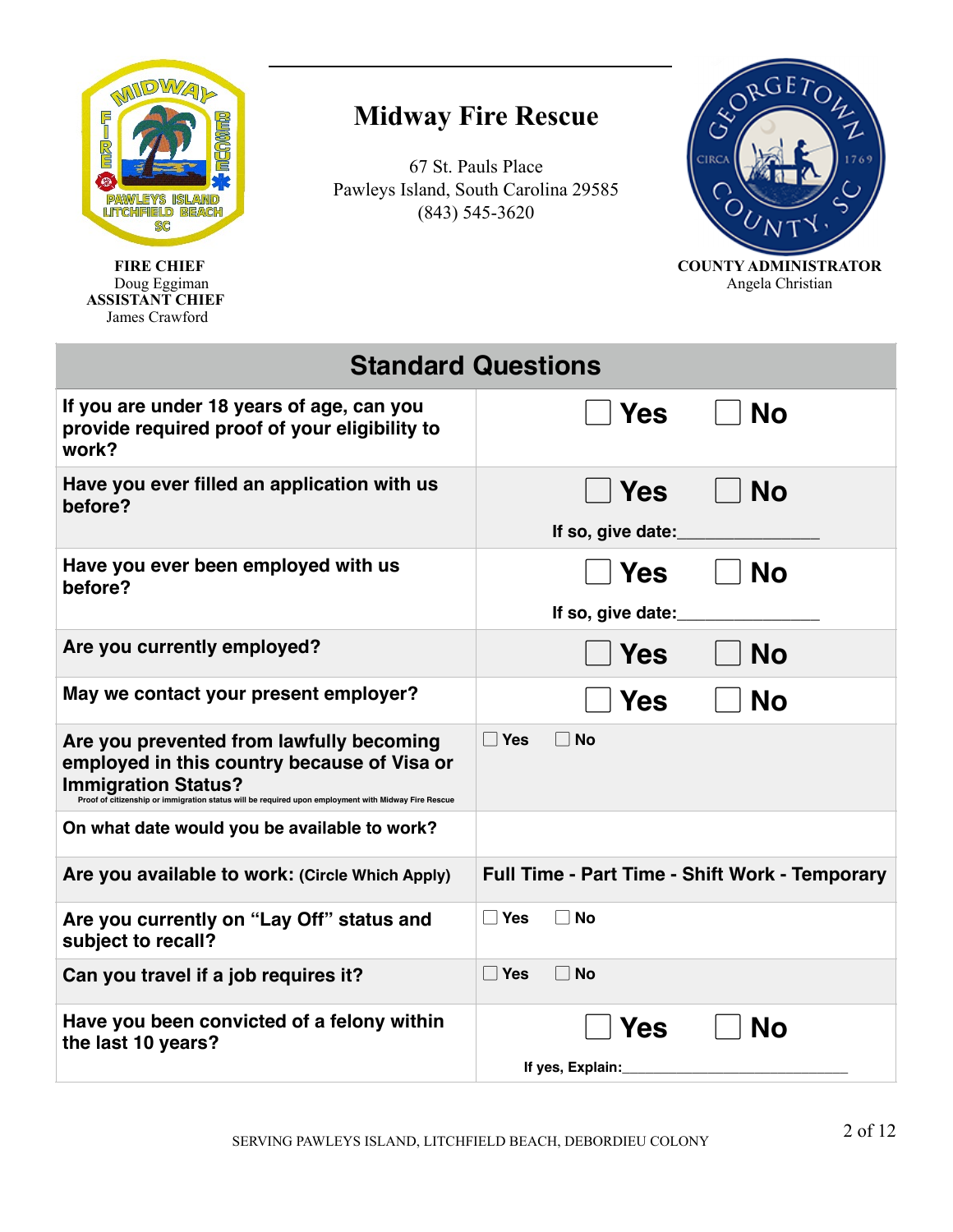# Midway Fire Rescue

67 St. Pauls Place
Pawleys Island, South Carolina 29585
(843) 545-3620

**FIRE CHIEF**
Doug Eggiman
**ASSISTANT CHIEF**
James Crawford

**COUNTY ADMINISTRATOR**
Angela Christian

## Standard Questions

| Question | Response |
|---|---|
| **If you are under 18 years of age, can you provide required proof of your eligibility to work?** | ☐ **Yes** ☐ **No** |
| **Have you ever filled an application with us before?** | ☐ **Yes** ☐ **No**<br>**If so, give date:**_______________ |
| **Have you ever been employed with us before?** | ☐ **Yes** ☐ **No**<br>**If so, give date:**_______________ |
| **Are you currently employed?** | ☐ **Yes** ☐ **No** |
| **May we contact your present employer?** | ☐ **Yes** ☐ **No** |
| **Are you prevented from lawfully becoming employed in this country because of Visa or Immigration Status?**<br>Proof of citizenship or immigration status will be required upon employment with Midway Fire Rescue | ☐ **Yes** ☐ **No** |
| **On what date would you be available to work?** | |
| **Are you available to work:** (Circle Which Apply) | **Full Time - Part Time - Shift Work - Temporary** |
| **Are you currently on "Lay Off" status and subject to recall?** | ☐ **Yes** ☐ **No** |
| **Can you travel if a job requires it?** | ☐ **Yes** ☐ **No** |
| **Have you been convicted of a felony within the last 10 years?** | ☐ **Yes** ☐ **No**<br>**If yes, Explain:**____________________________ |

SERVING PAWLEYS ISLAND, LITCHFIELD BEACH, DEBORDIEU COLONY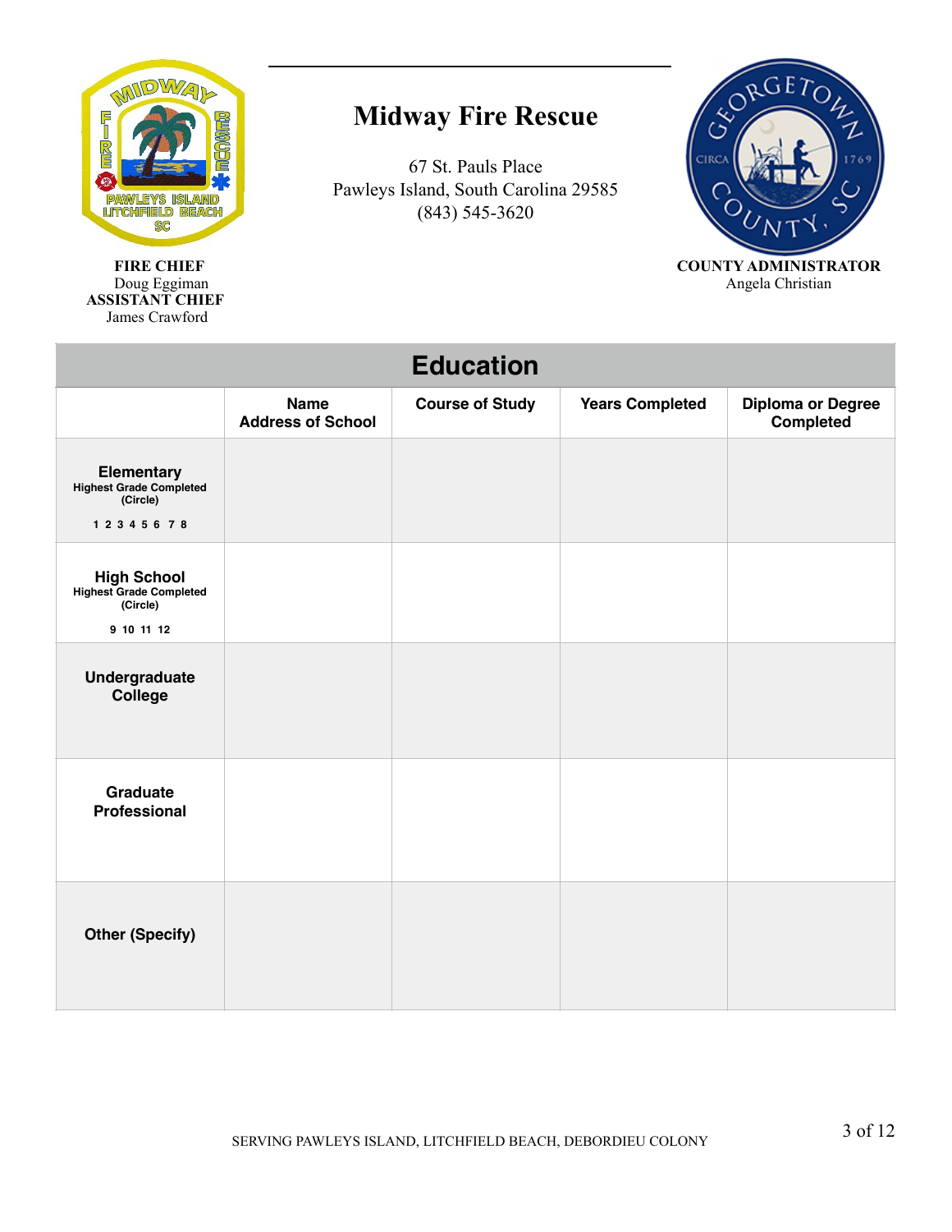# Midway Fire Rescue

67 St. Pauls Place
Pawleys Island, South Carolina 29585
(843) 545-3620

**FIRE CHIEF**
Doug Eggiman
**ASSISTANT CHIEF**
James Crawford

**COUNTY ADMINISTRATOR**
Angela Christian

## Education

| | Name<br>Address of School | Course of Study | Years Completed | Diploma or Degree Completed |
|---|---|---|---|---|
| **Elementary**<br>Highest Grade Completed (Circle)<br>1 2 3 4 5 6 7 8 | | | | |
| **High School**<br>Highest Grade Completed (Circle)<br>9 10 11 12 | | | | |
| **Undergraduate College** | | | | |
| **Graduate Professional** | | | | |
| **Other (Specify)** | | | | |

SERVING PAWLEYS ISLAND, LITCHFIELD BEACH, DEBORDIEU COLONY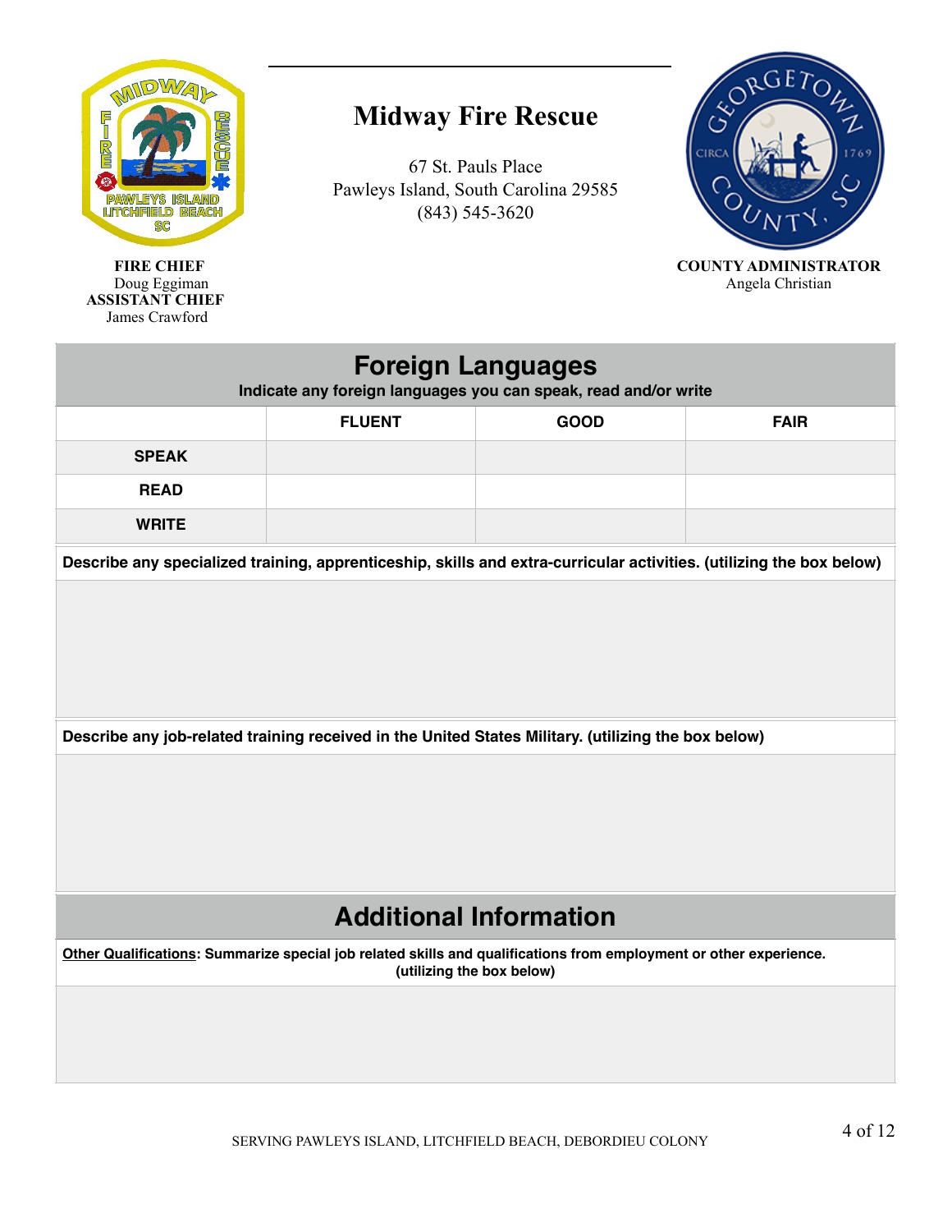# Midway Fire Rescue

67 St. Pauls Place
Pawleys Island, South Carolina 29585
(843) 545-3620

**FIRE CHIEF**
Doug Eggiman
**ASSISTANT CHIEF**
James Crawford

**COUNTY ADMINISTRATOR**
Angela Christian

## Foreign Languages

**Indicate any foreign languages you can speak, read and/or write**

| | FLUENT | GOOD | FAIR |
|---|---|---|---|
| SPEAK | | | |
| READ | | | |
| WRITE | | | |

**Describe any specialized training, apprenticeship, skills and extra-curricular activities. (utilizing the box below)**

**Describe any job-related training received in the United States Military. (utilizing the box below)**

## Additional Information

**Other Qualifications: Summarize special job related skills and qualifications from employment or other experience. (utilizing the box below)**

SERVING PAWLEYS ISLAND, LITCHFIELD BEACH, DEBORDIEU COLONY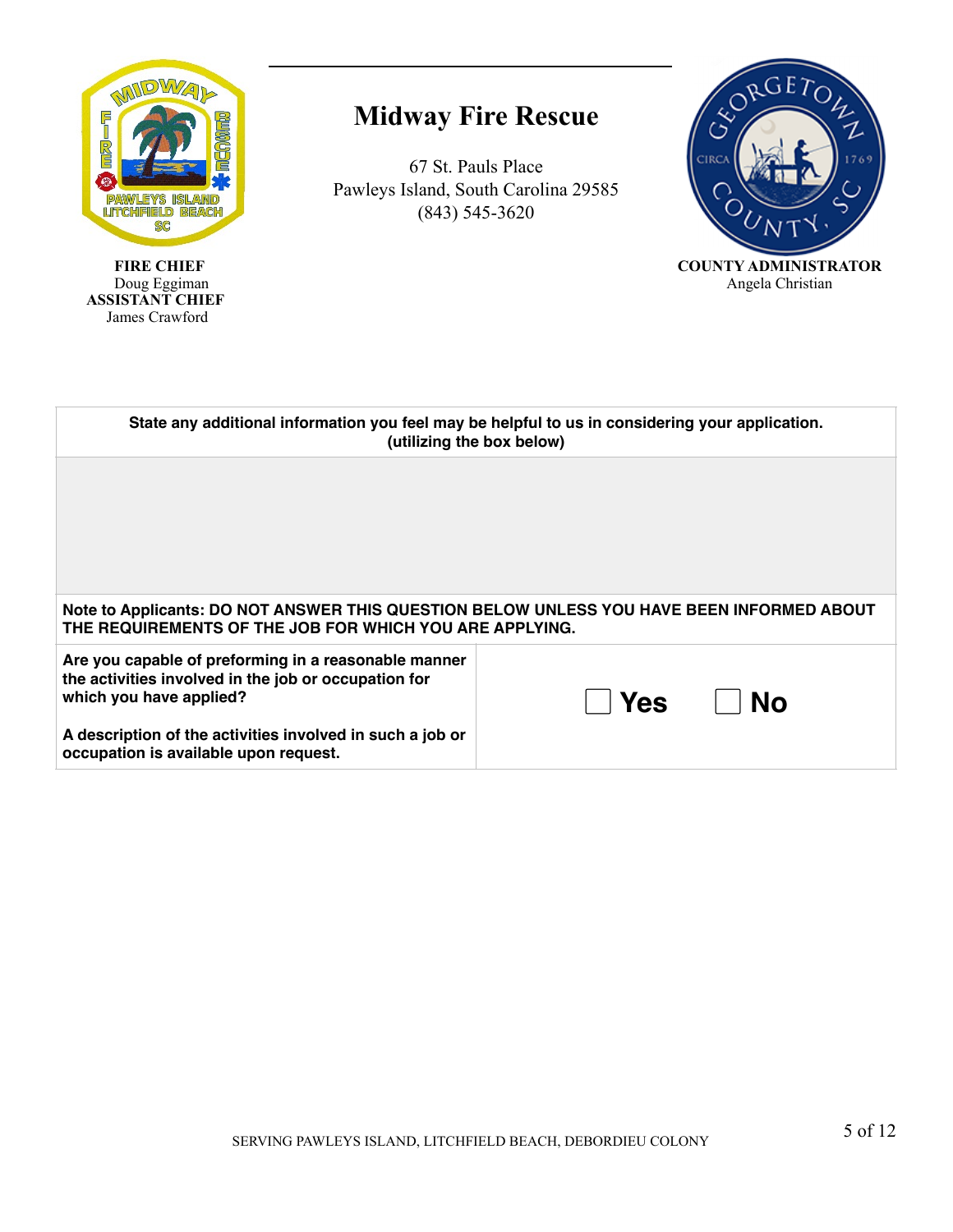# Midway Fire Rescue

67 St. Pauls Place
Pawleys Island, South Carolina 29585
(843) 545-3620

**FIRE CHIEF**
Doug Eggiman
**ASSISTANT CHIEF**
James Crawford

**COUNTY ADMINISTRATOR**
Angela Christian

| **State any additional information you feel may be helpful to us in considering your application. (utilizing the box below)** |
| --- |
| |

**Note to Applicants: DO NOT ANSWER THIS QUESTION BELOW UNLESS YOU HAVE BEEN INFORMED ABOUT THE REQUIREMENTS OF THE JOB FOR WHICH YOU ARE APPLYING.**

| | |
| --- | --- |
| **Are you capable of preforming in a reasonable manner the activities involved in the job or occupation for which you have applied?** <br><br> **A description of the activities involved in such a job or occupation is available upon request.** | ☐ **Yes** ☐ **No** |

SERVING PAWLEYS ISLAND, LITCHFIELD BEACH, DEBORDIEU COLONY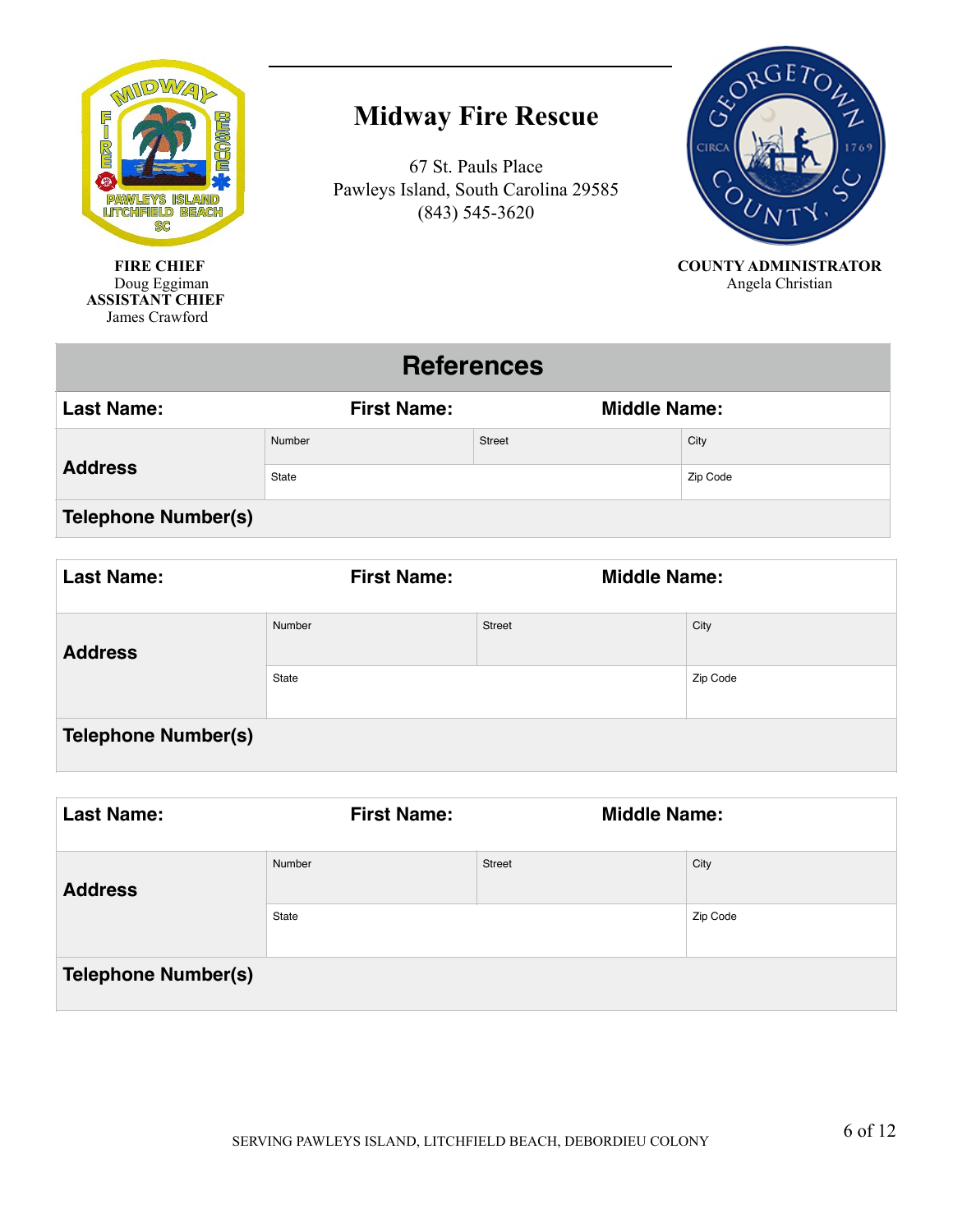# Midway Fire Rescue

67 St. Pauls Place
Pawleys Island, South Carolina 29585
(843) 545-3620

**FIRE CHIEF**
Doug Eggiman
**ASSISTANT CHIEF**
James Crawford

**COUNTY ADMINISTRATOR**
Angela Christian

## References

| **Last Name:** | **First Name:** | | **Middle Name:** |
|---|---|---|---|
| **Address** | Number | Street | City |
| | State | | Zip Code |
| **Telephone Number(s)** | | | |

| **Last Name:** | **First Name:** | | **Middle Name:** |
|---|---|---|---|
| **Address** | Number | Street | City |
| | State | | Zip Code |
| **Telephone Number(s)** | | | |

| **Last Name:** | **First Name:** | | **Middle Name:** |
|---|---|---|---|
| **Address** | Number | Street | City |
| | State | | Zip Code |
| **Telephone Number(s)** | | | |

SERVING PAWLEYS ISLAND, LITCHFIELD BEACH, DEBORDIEU COLONY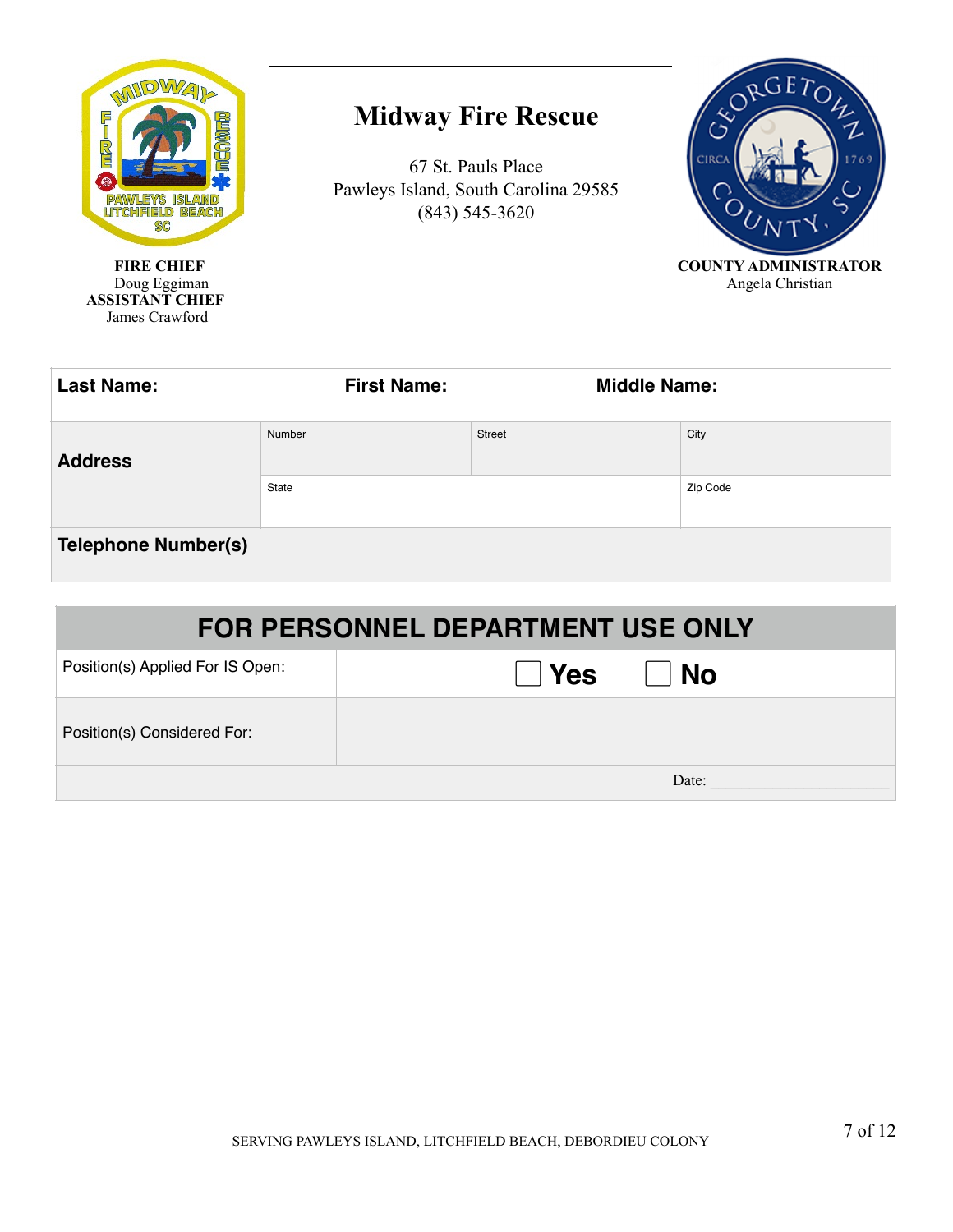# Midway Fire Rescue

67 St. Pauls Place
Pawleys Island, South Carolina 29585
(843) 545-3620

**FIRE CHIEF**
Doug Eggiman
**ASSISTANT CHIEF**
James Crawford

**COUNTY ADMINISTRATOR**
Angela Christian

| **Last Name:** | **First Name:** | | **Middle Name:** |
|---|---|---|---|
| **Address** | Number | Street | City |
| | State | | Zip Code |
| **Telephone Number(s)** | | | |

| FOR PERSONNEL DEPARTMENT USE ONLY | |
|---|---|
| Position(s) Applied For IS Open: | ☐ Yes ☐ No |
| Position(s) Considered For: | |
| | Date: _______________________ |

SERVING PAWLEYS ISLAND, LITCHFIELD BEACH, DEBORDIEU COLONY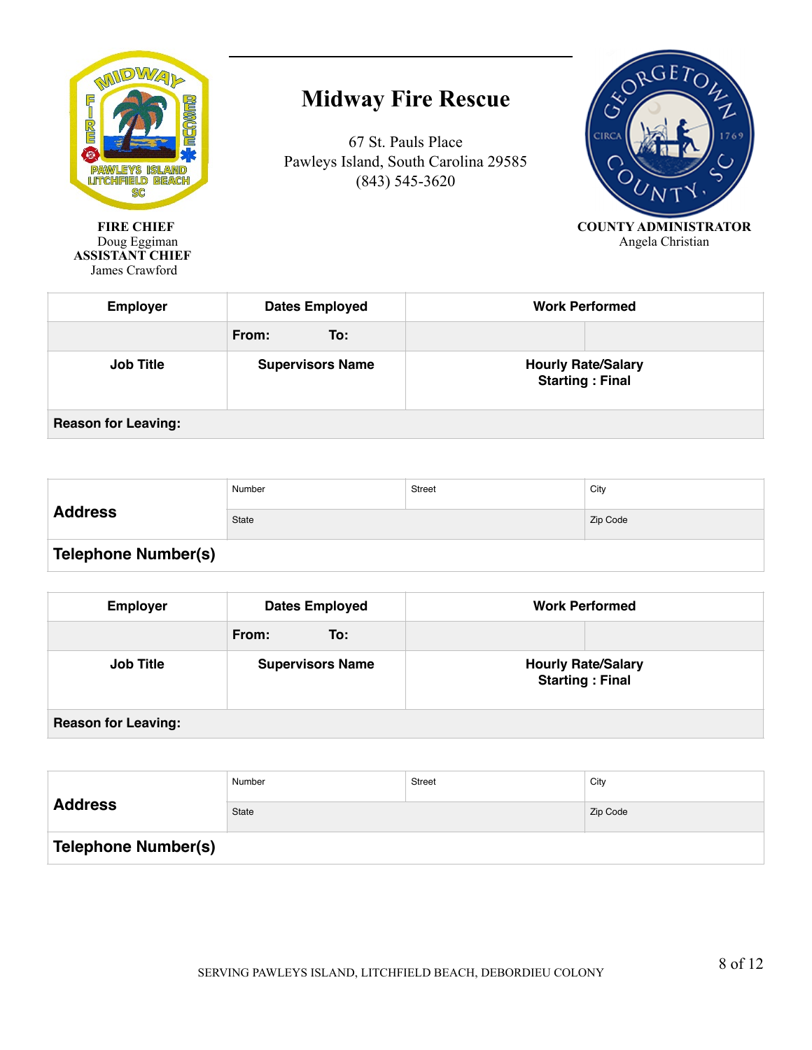# Midway Fire Rescue

67 St. Pauls Place
Pawleys Island, South Carolina 29585
(843) 545-3620

**FIRE CHIEF**
Doug Eggiman
**ASSISTANT CHIEF**
James Crawford

**COUNTY ADMINISTRATOR**
Angela Christian

| Employer | Dates Employed | Work Performed | |
|---|---|---|---|
| | From: To: | | |
| **Job Title** | **Supervisors Name** | **Hourly Rate/Salary Starting : Final** | |
| **Reason for Leaving:** | | | |

| Address | Number | Street | City |
|---|---|---|---|
| | State | | Zip Code |
| **Telephone Number(s)** | | | |

| Employer | Dates Employed | Work Performed | |
|---|---|---|---|
| | From: To: | | |
| **Job Title** | **Supervisors Name** | **Hourly Rate/Salary Starting : Final** | |
| **Reason for Leaving:** | | | |

| Address | Number | Street | City |
|---|---|---|---|
| | State | | Zip Code |
| **Telephone Number(s)** | | | |

SERVING PAWLEYS ISLAND, LITCHFIELD BEACH, DEBORDIEU COLONY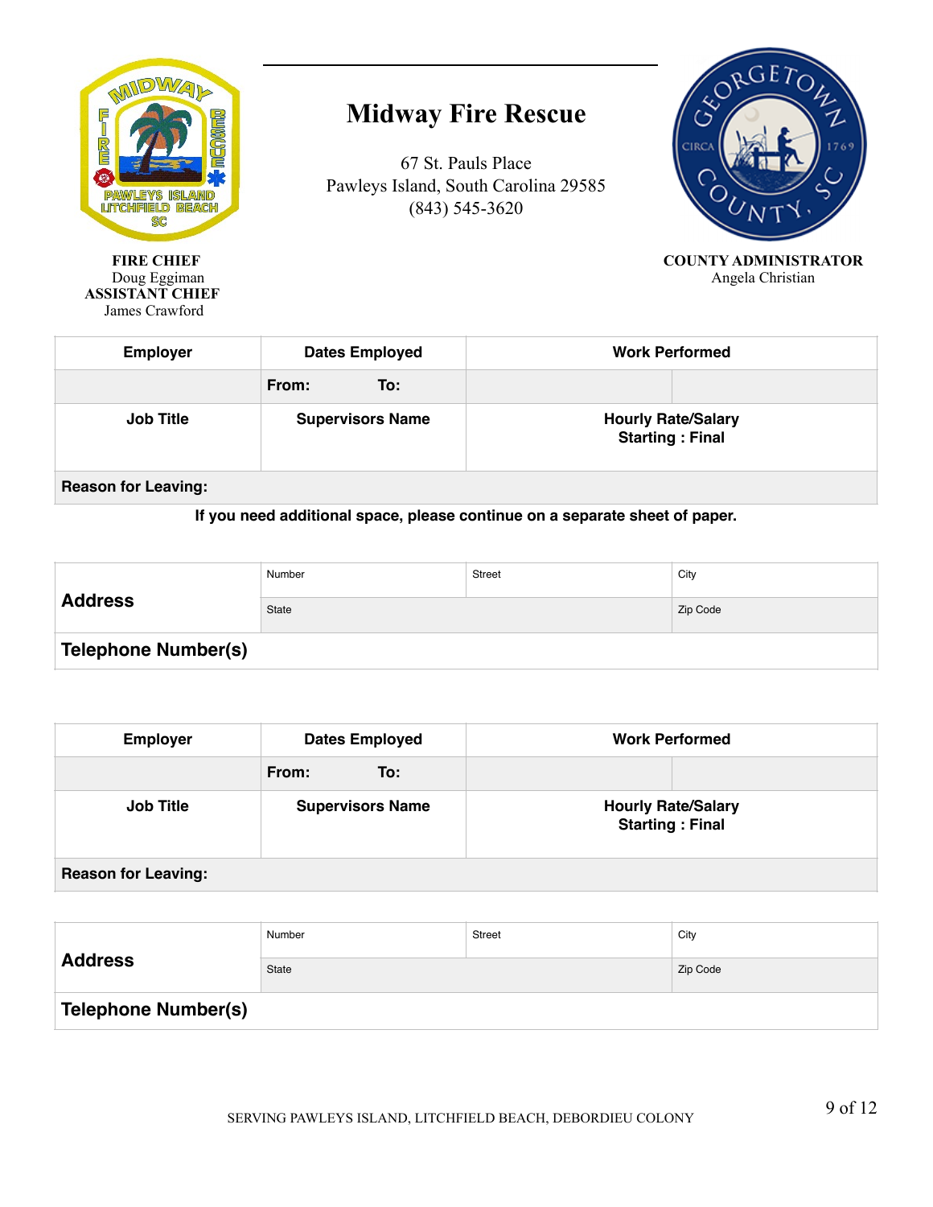# Midway Fire Rescue

67 St. Pauls Place
Pawleys Island, South Carolina 29585
(843) 545-3620

**FIRE CHIEF**
Doug Eggiman
**ASSISTANT CHIEF**
James Crawford

**COUNTY ADMINISTRATOR**
Angela Christian

| **Employer** | **Dates Employed** | **Work Performed** | |
|---|---|---|---|
| | **From: To:** | | |
| **Job Title** | **Supervisors Name** | **Hourly Rate/Salary Starting : Final** | |
| **Reason for Leaving:** | | | |

**If you need additional space, please continue on a separate sheet of paper.**

| **Address** | Number | Street | City |
|---|---|---|---|
| | State | | Zip Code |
| **Telephone Number(s)** | | | |

| **Employer** | **Dates Employed** | **Work Performed** | |
|---|---|---|---|
| | **From: To:** | | |
| **Job Title** | **Supervisors Name** | **Hourly Rate/Salary Starting : Final** | |
| **Reason for Leaving:** | | | |

| **Address** | Number | Street | City |
|---|---|---|---|
| | State | | Zip Code |
| **Telephone Number(s)** | | | |

SERVING PAWLEYS ISLAND, LITCHFIELD BEACH, DEBORDIEU COLONY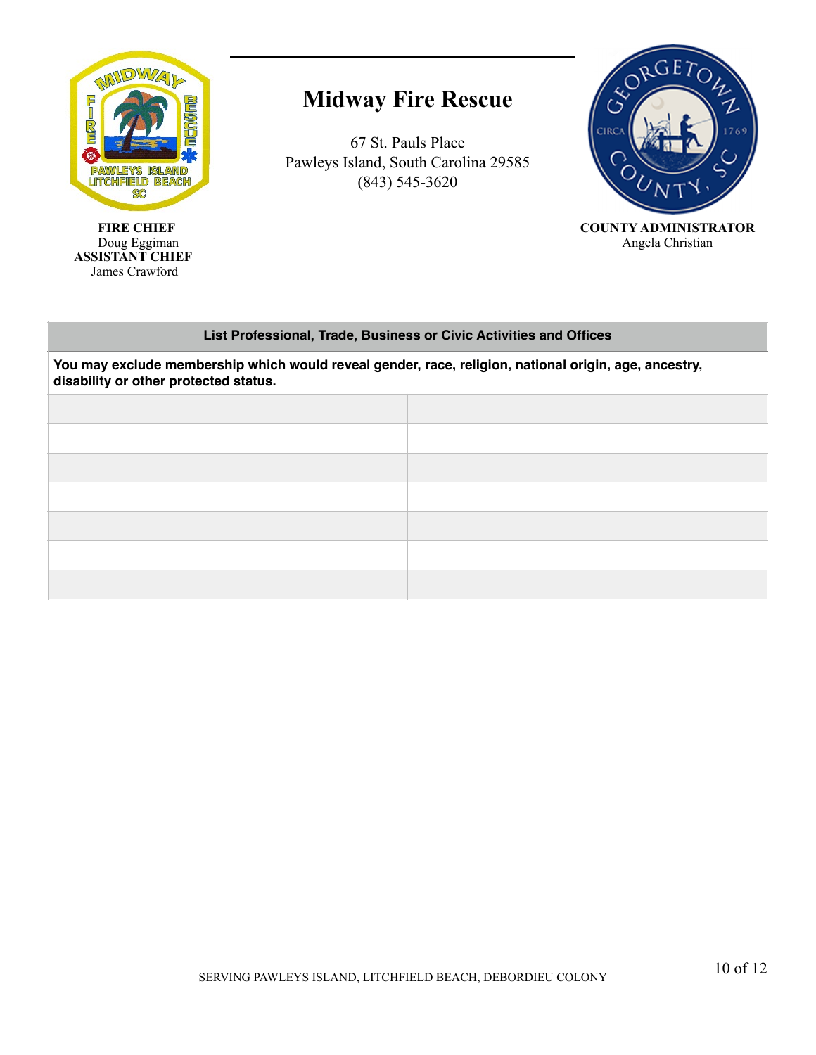# Midway Fire Rescue

67 St. Pauls Place
Pawleys Island, South Carolina 29585
(843) 545-3620

**FIRE CHIEF**
Doug Eggiman
**ASSISTANT CHIEF**
James Crawford

**COUNTY ADMINISTRATOR**
Angela Christian

| List Professional, Trade, Business or Civic Activities and Offices | |
|---|---|
| **You may exclude membership which would reveal gender, race, religion, national origin, age, ancestry, disability or other protected status.** | |
| | |
| | |
| | |
| | |
| | |
| | |
| | |

SERVING PAWLEYS ISLAND, LITCHFIELD BEACH, DEBORDIEU COLONY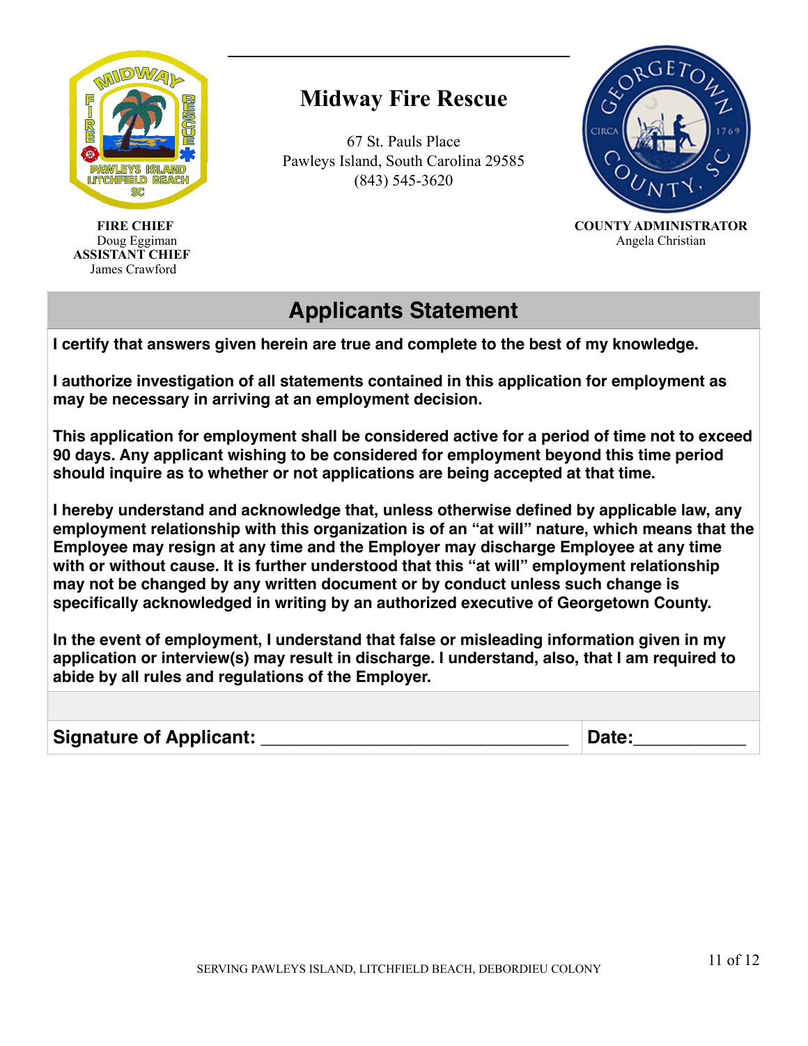# Midway Fire Rescue

67 St. Pauls Place
Pawleys Island, South Carolina 29585
(843) 545-3620

**FIRE CHIEF**
Doug Eggiman
**ASSISTANT CHIEF**
James Crawford

**COUNTY ADMINISTRATOR**
Angela Christian

## Applicants Statement

**I certify that answers given herein are true and complete to the best of my knowledge.**

**I authorize investigation of all statements contained in this application for employment as may be necessary in arriving at an employment decision.**

**This application for employment shall be considered active for a period of time not to exceed 90 days. Any applicant wishing to be considered for employment beyond this time period should inquire as to whether or not applications are being accepted at that time.**

**I hereby understand and acknowledge that, unless otherwise defined by applicable law, any employment relationship with this organization is of an "at will" nature, which means that the Employee may resign at any time and the Employer may discharge Employee at any time with or without cause. It is further understood that this "at will" employment relationship may not be changed by any written document or by conduct unless such change is specifically acknowledged in writing by an authorized executive of Georgetown County.**

**In the event of employment, I understand that false or misleading information given in my application or interview(s) may result in discharge. I understand, also, that I am required to abide by all rules and regulations of the Employer.**

| Signature of Applicant: ______________________________ | Date:___________ |
|---|---|

SERVING PAWLEYS ISLAND, LITCHFIELD BEACH, DEBORDIEU COLONY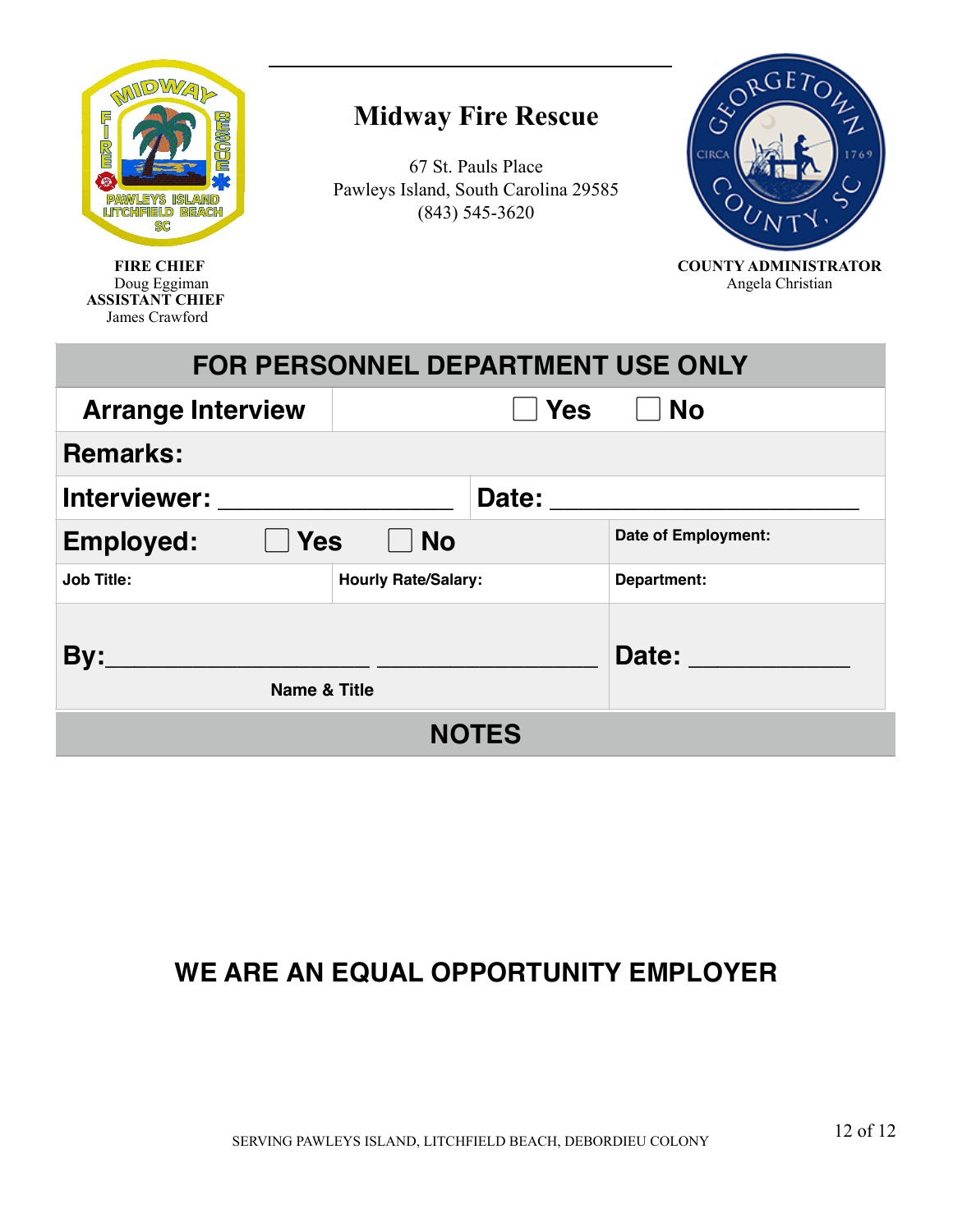FIRE CHIEF
Doug Eggiman
ASSISTANT CHIEF
James Crawford

# Midway Fire Rescue

67 St. Pauls Place
Pawleys Island, South Carolina 29585
(843) 545-3620

COUNTY ADMINISTRATOR
Angela Christian

## FOR PERSONNEL DEPARTMENT USE ONLY

| | | |
|---|---|---|
| **Arrange Interview** | ☐ Yes ☐ No | |
| **Remarks:** | | |
| **Interviewer:** _______________ | **Date:** _______________ | |
| **Employed:** ☐ Yes ☐ No | | **Date of Employment:** |
| **Job Title:** | **Hourly Rate/Salary:** | **Department:** |
| **By:**_______________ _______________ Name & Title | | **Date:** ___________ |

## NOTES

## WE ARE AN EQUAL OPPORTUNITY EMPLOYER

SERVING PAWLEYS ISLAND, LITCHFIELD BEACH, DEBORDIEU COLONY